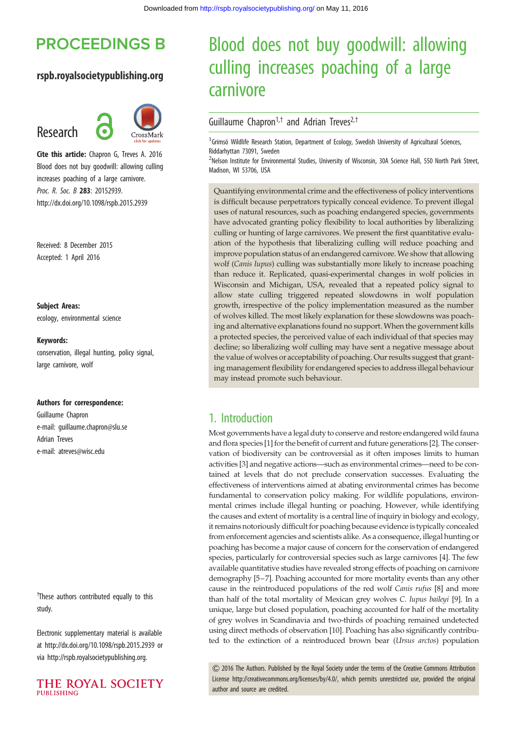# Blood does not buy goodwill: allowing culling increases poaching of a large carnivore

Guillaume Chapron[1,†] and Adrian Treves[2,†]

[1]Grimsö Wildlife Research Station, Department of Ecology, Swedish University of Agricultural Sciences, Riddarhyttan 73091, Sweden

[2]Nelson Institute for Environmental Studies, University of Wisconsin, 30A Science Hall, 550 North Park Street, Madison, WI 53706, USA

**PROCEEDINGS B**

**rspb.royalsocietypublishing.org**

Research

**Cite this article:** Chapron G, Treves A. 2016 Blood does not buy goodwill: allowing culling increases poaching of a large carnivore. *Proc. R. Soc. B* **283**: 20152939. http://dx.doi.org/10.1098/rspb.2015.2939

Received: 8 December 2015
Accepted: 1 April 2016

**Subject Areas:**
ecology, environmental science

**Keywords:**
conservation, illegal hunting, policy signal, large carnivore, wolf

**Authors for correspondence:**
Guillaume Chapron
e-mail: guillaume.chapron@slu.se
Adrian Treves
e-mail: atreves@wisc.edu

†These authors contributed equally to this study.

Electronic supplementary material is available at http://dx.doi.org/10.1098/rspb.2015.2939 or via http://rspb.royalsocietypublishing.org.

Quantifying environmental crime and the effectiveness of policy interventions is difficult because perpetrators typically conceal evidence. To prevent illegal uses of natural resources, such as poaching endangered species, governments have advocated granting policy flexibility to local authorities by liberalizing culling or hunting of large carnivores. We present the first quantitative evaluation of the hypothesis that liberalizing culling will reduce poaching and improve population status of an endangered carnivore. We show that allowing wolf (*Canis lupus*) culling was substantially more likely to increase poaching than reduce it. Replicated, quasi-experimental changes in wolf policies in Wisconsin and Michigan, USA, revealed that a repeated policy signal to allow state culling triggered repeated slowdowns in wolf population growth, irrespective of the policy implementation measured as the number of wolves killed. The most likely explanation for these slowdowns was poaching and alternative explanations found no support. When the government kills a protected species, the perceived value of each individual of that species may decline; so liberalizing wolf culling may have sent a negative message about the value of wolves or acceptability of poaching. Our results suggest that granting management flexibility for endangered species to address illegal behaviour may instead promote such behaviour.

## 1. Introduction

Most governments have a legal duty to conserve and restore endangered wild fauna and flora species [1] for the benefit of current and future generations [2]. The conservation of biodiversity can be controversial as it often imposes limits to human activities [3] and negative actions—such as environmental crimes—need to be contained at levels that do not preclude conservation successes. Evaluating the effectiveness of interventions aimed at abating environmental crimes has become fundamental to conservation policy making. For wildlife populations, environmental crimes include illegal hunting or poaching. However, while identifying the causes and extent of mortality is a central line of inquiry in biology and ecology, it remains notoriously difficult for poaching because evidence is typically concealed from enforcement agencies and scientists alike. As a consequence, illegal hunting or poaching has become a major cause of concern for the conservation of endangered species, particularly for controversial species such as large carnivores [4]. The few available quantitative studies have revealed strong effects of poaching on carnivore demography [5–7]. Poaching accounted for more mortality events than any other cause in the reintroduced populations of the red wolf *Canis rufus* [8] and more than half of the total mortality of Mexican grey wolves *C. lupus baileyi* [9]. In a unique, large but closed population, poaching accounted for half of the mortality of grey wolves in Scandinavia and two-thirds of poaching remained undetected using direct methods of observation [10]. Poaching has also significantly contributed to the extinction of a reintroduced brown bear (*Ursus arctos*) population

© 2016 The Authors. Published by the Royal Society under the terms of the Creative Commons Attribution License http://creativecommons.org/licenses/by/4.0/, which permits unrestricted use, provided the original author and source are credited.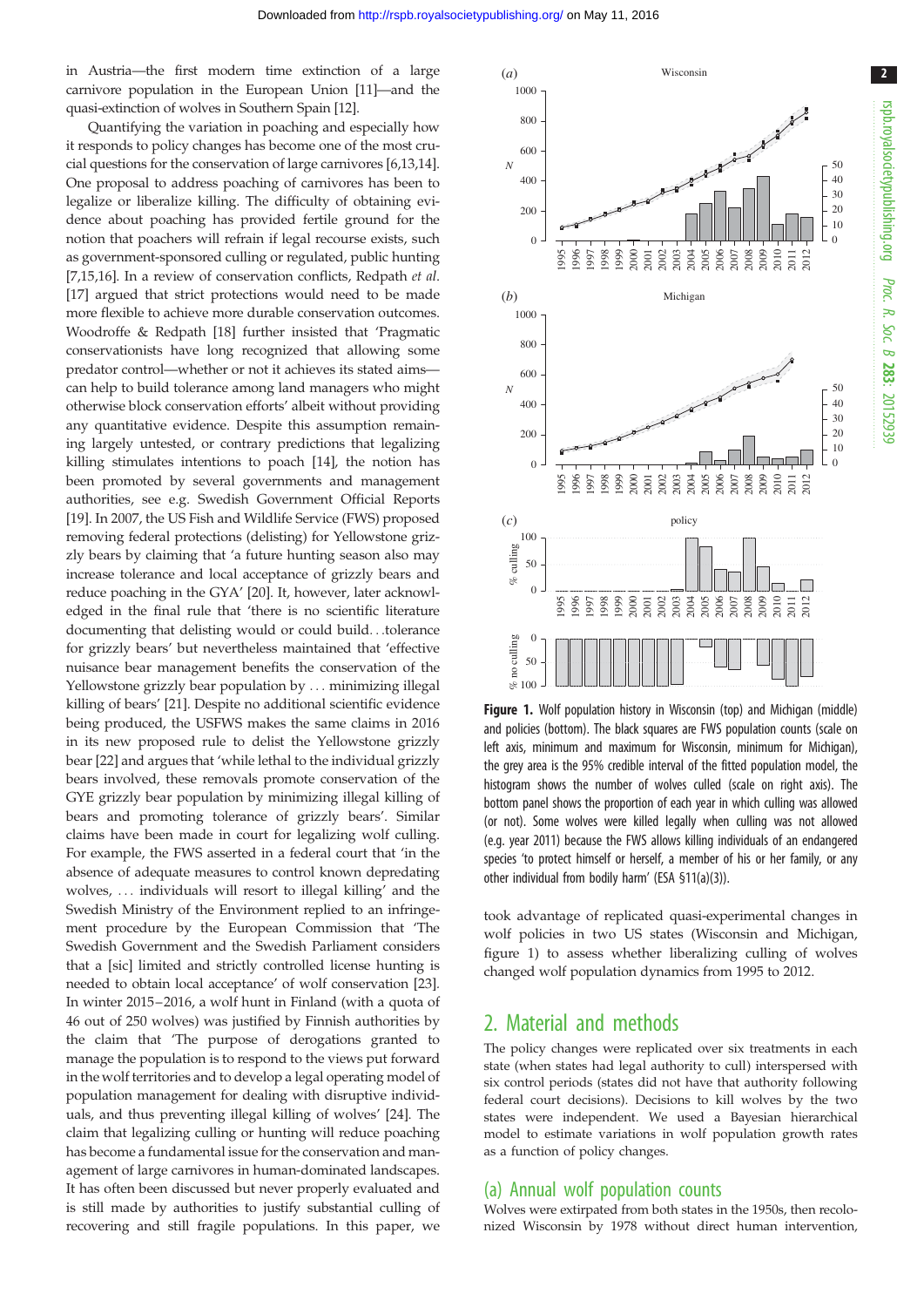in Austria—the first modern time extinction of a large carnivore population in the European Union [11]—and the quasi-extinction of wolves in Southern Spain [12].

Quantifying the variation in poaching and especially how it responds to policy changes has become one of the most crucial questions for the conservation of large carnivores [6,13,14]. One proposal to address poaching of carnivores has been to legalize or liberalize killing. The difficulty of obtaining evidence about poaching has provided fertile ground for the notion that poachers will refrain if legal recourse exists, such as government-sponsored culling or regulated, public hunting [7,15,16]. In a review of conservation conflicts, Redpath *et al.* [17] argued that strict protections would need to be made more flexible to achieve more durable conservation outcomes. Woodroffe & Redpath [18] further insisted that 'Pragmatic conservationists have long recognized that allowing some predator control—whether or not it achieves its stated aims—can help to build tolerance among land managers who might otherwise block conservation efforts' albeit without providing any quantitative evidence. Despite this assumption remaining largely untested, or contrary predictions that legalizing killing stimulates intentions to poach [14], the notion has been promoted by several governments and management authorities, see e.g. Swedish Government Official Reports [19]. In 2007, the US Fish and Wildlife Service (FWS) proposed removing federal protections (delisting) for Yellowstone grizzly bears by claiming that 'a future hunting season also may increase tolerance and local acceptance of grizzly bears and reduce poaching in the GYA' [20]. It, however, later acknowledged in the final rule that 'there is no scientific literature documenting that delisting would or could build…tolerance for grizzly bears' but nevertheless maintained that 'effective nuisance bear management benefits the conservation of the Yellowstone grizzly bear population by … minimizing illegal killing of bears' [21]. Despite no additional scientific evidence being produced, the USFWS makes the same claims in 2016 in its new proposed rule to delist the Yellowstone grizzly bear [22] and argues that 'while lethal to the individual grizzly bears involved, these removals promote conservation of the GYE grizzly bear population by minimizing illegal killing of bears and promoting tolerance of grizzly bears'. Similar claims have been made in court for legalizing wolf culling. For example, the FWS asserted in a federal court that 'in the absence of adequate measures to control known depredating wolves, … individuals will resort to illegal killing' and the Swedish Ministry of the Environment replied to an infringement procedure by the European Commission that 'The Swedish Government and the Swedish Parliament considers that a [sic] limited and strictly controlled license hunting is needed to obtain local acceptance' of wolf conservation [23]. In winter 2015–2016, a wolf hunt in Finland (with a quota of 46 out of 250 wolves) was justified by Finnish authorities by the claim that 'The purpose of derogations granted to manage the population is to respond to the views put forward in the wolf territories and to develop a legal operating model of population management for dealing with disruptive individuals, and thus preventing illegal killing of wolves' [24]. The claim that legalizing culling or hunting will reduce poaching has become a fundamental issue for the conservation and management of large carnivores in human-dominated landscapes. It has often been discussed but never properly evaluated and is still made by authorities to justify substantial culling of recovering and still fragile populations. In this paper, we took advantage of replicated quasi-experimental changes in wolf policies in two US states (Wisconsin and Michigan, figure 1) to assess whether liberalizing culling of wolves changed wolf population dynamics from 1995 to 2012.

**Figure 1.** Wolf population history in Wisconsin (top) and Michigan (middle) and policies (bottom). The black squares are FWS population counts (scale on left axis, minimum and maximum for Wisconsin, minimum for Michigan), the grey area is the 95% credible interval of the fitted population model, the histogram shows the number of wolves culled (scale on right axis). The bottom panel shows the proportion of each year in which culling was allowed (or not). Some wolves were killed legally when culling was not allowed (e.g. year 2011) because the FWS allows killing individuals of an endangered species 'to protect himself or herself, a member of his or her family, or any other individual from bodily harm' (ESA §11(a)(3)).

## 2. Material and methods

The policy changes were replicated over six treatments in each state (when states had legal authority to cull) interspersed with six control periods (states did not have that authority following federal court decisions). Decisions to kill wolves by the two states were independent. We used a Bayesian hierarchical model to estimate variations in wolf population growth rates as a function of policy changes.

### (a) Annual wolf population counts

Wolves were extirpated from both states in the 1950s, then recolonized Wisconsin by 1978 without direct human intervention,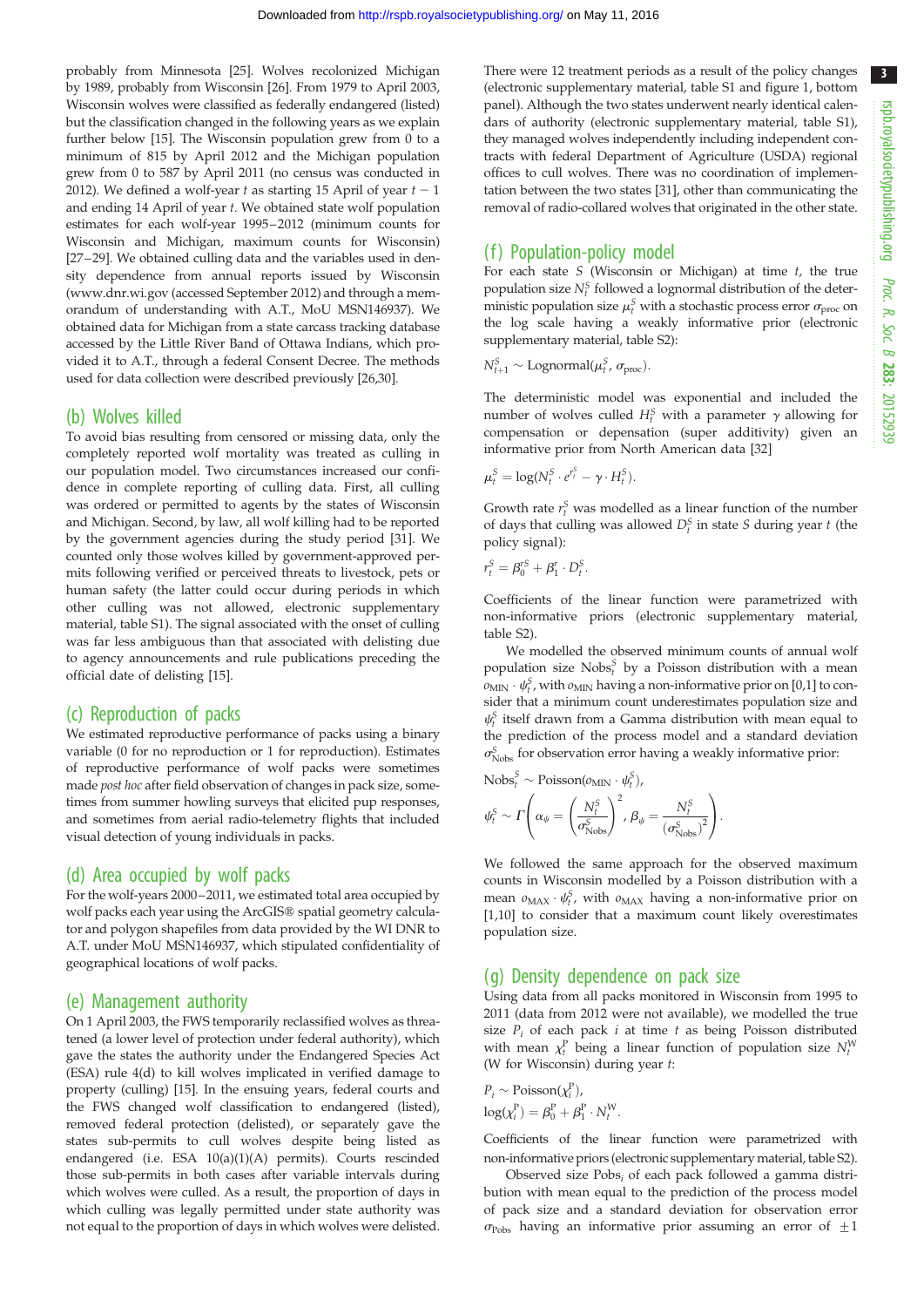probably from Minnesota [25]. Wolves recolonized Michigan by 1989, probably from Wisconsin [26]. From 1979 to April 2003, Wisconsin wolves were classified as federally endangered (listed) but the classification changed in the following years as we explain further below [15]. The Wisconsin population grew from 0 to a minimum of 815 by April 2012 and the Michigan population grew from 0 to 587 by April 2011 (no census was conducted in 2012). We defined a wolf-year $t$ as starting 15 April of year $t-1$ and ending 14 April of year $t$. We obtained state wolf population estimates for each wolf-year 1995–2012 (minimum counts for Wisconsin and Michigan, maximum counts for Wisconsin) [27–29]. We obtained culling data and the variables used in density dependence from annual reports issued by Wisconsin (www.dnr.wi.gov (accessed September 2012) and through a memorandum of understanding with A.T., MoU MSN146937). We obtained data for Michigan from a state carcass tracking database accessed by the Little River Band of Ottawa Indians, which provided it to A.T., through a federal Consent Decree. The methods used for data collection were described previously [26,30].

## (b) Wolves killed

To avoid bias resulting from censored or missing data, only the completely reported wolf mortality was treated as culling in our population model. Two circumstances increased our confidence in complete reporting of culling data. First, all culling was ordered or permitted to agents by the states of Wisconsin and Michigan. Second, by law, all wolf killing had to be reported by the government agencies during the study period [31]. We counted only those wolves killed by government-approved permits following verified or perceived threats to livestock, pets or human safety (the latter could occur during periods in which other culling was not allowed, electronic supplementary material, table S1). The signal associated with the onset of culling was far less ambiguous than that associated with delisting due to agency announcements and rule publications preceding the official date of delisting [15].

## (c) Reproduction of packs

We estimated reproductive performance of packs using a binary variable (0 for no reproduction or 1 for reproduction). Estimates of reproductive performance of wolf packs were sometimes made *post hoc* after field observation of changes in pack size, sometimes from summer howling surveys that elicited pup responses, and sometimes from aerial radio-telemetry flights that included visual detection of young individuals in packs.

## (d) Area occupied by wolf packs

For the wolf-years 2000–2011, we estimated total area occupied by wolf packs each year using the ArcGIS® spatial geometry calculator and polygon shapefiles from data provided by the WI DNR to A.T. under MoU MSN146937, which stipulated confidentiality of geographical locations of wolf packs.

## (e) Management authority

On 1 April 2003, the FWS temporarily reclassified wolves as threatened (a lower level of protection under federal authority), which gave the states the authority under the Endangered Species Act (ESA) rule 4(d) to kill wolves implicated in verified damage to property (culling) [15]. In the ensuing years, federal courts and the FWS changed wolf classification to endangered (listed), removed federal protection (delisted), or separately gave the states sub-permits to cull wolves despite being listed as endangered (i.e. ESA 10(a)(1)(A) permits). Courts rescinded those sub-permits in both cases after variable intervals during which wolves were culled. As a result, the proportion of days in which culling was legally permitted under state authority was not equal to the proportion of days in which wolves were delisted. There were 12 treatment periods as a result of the policy changes (electronic supplementary material, table S1 and figure 1, bottom panel). Although the two states underwent nearly identical calendars of authority (electronic supplementary material, table S1), they managed wolves independently including independent contracts with federal Department of Agriculture (USDA) regional offices to cull wolves. There was no coordination of implementation between the two states [31], other than communicating the removal of radio-collared wolves that originated in the other state.

## (f) Population-policy model

For each state $S$ (Wisconsin or Michigan) at time $t$, the true population size $N_t^S$ followed a lognormal distribution of the deterministic population size $\mu_t^S$ with a stochastic process error $\sigma_{\text{proc}}$ on the log scale having a weakly informative prior (electronic supplementary material, table S2):

$$N_{t+1}^S \sim \text{Lognormal}(\mu_t^S, \sigma_{\text{proc}}).$$

The deterministic model was exponential and included the number of wolves culled $H_t^S$ with a parameter $\gamma$ allowing for compensation or depensation (super additivity) given an informative prior from North American data [32]

$$\mu_t^S = \log(N_t^S \cdot e^{r_t^S} - \gamma \cdot H_t^S).$$

Growth rate $r_t^S$ was modelled as a linear function of the number of days that culling was allowed $D_t^S$ in state $S$ during year $t$ (the policy signal):

$$r_t^S = \beta_0^{rS} + \beta_1^r \cdot D_t^S.$$

Coefficients of the linear function were parametrized with non-informative priors (electronic supplementary material, table S2).

We modelled the observed minimum counts of annual wolf population size $\text{Nobs}_t^S$ by a Poisson distribution with a mean $o_{\text{MIN}} \cdot \psi_t^S$, with $o_{\text{MIN}}$ having a non-informative prior on [0,1] to consider that a minimum count underestimates population size and $\psi_t^S$ itself drawn from a Gamma distribution with mean equal to the prediction of the process model and a standard deviation $\sigma_{\text{Nobs}}^S$ for observation error having a weakly informative prior:

$$\text{Nobs}_t^S \sim \text{Poisson}(o_{\text{MIN}} \cdot \psi_t^S),$$

$$\psi_t^S \sim \Gamma\left(\alpha_\psi = \left(\frac{N_t^S}{\sigma_{\text{Nobs}}^S}\right)^2, \beta_\psi = \frac{N_t^S}{(\sigma_{\text{Nobs}}^S)^2}\right).$$

We followed the same approach for the observed maximum counts in Wisconsin modelled by a Poisson distribution with a mean $o_{\text{MAX}} \cdot \psi_t^S$, with $o_{\text{MAX}}$ having a non-informative prior on [1,10] to consider that a maximum count likely overestimates population size.

## (g) Density dependence on pack size

Using data from all packs monitored in Wisconsin from 1995 to 2011 (data from 2012 were not available), we modelled the true size $P_i$ of each pack $i$ at time $t$ as being Poisson distributed with mean $\chi_t^{\text{P}}$ being a linear function of population size $N_t^{\text{W}}$ (W for Wisconsin) during year $t$:

$$P_i \sim \text{Poisson}(\chi_t^{\text{P}}),$$

$$\log(\chi_i^{\text{P}}) = \beta_0^{\text{P}} + \beta_1^{\text{P}} \cdot N_t^{\text{W}}.$$

Coefficients of the linear function were parametrized with non-informative priors (electronic supplementary material, table S2).

Observed size $\text{Pobs}_i$ of each pack followed a gamma distribution with mean equal to the prediction of the process model of pack size and a standard deviation for observation error $\sigma_{\text{Pobs}}$ having an informative prior assuming an error of $\pm 1$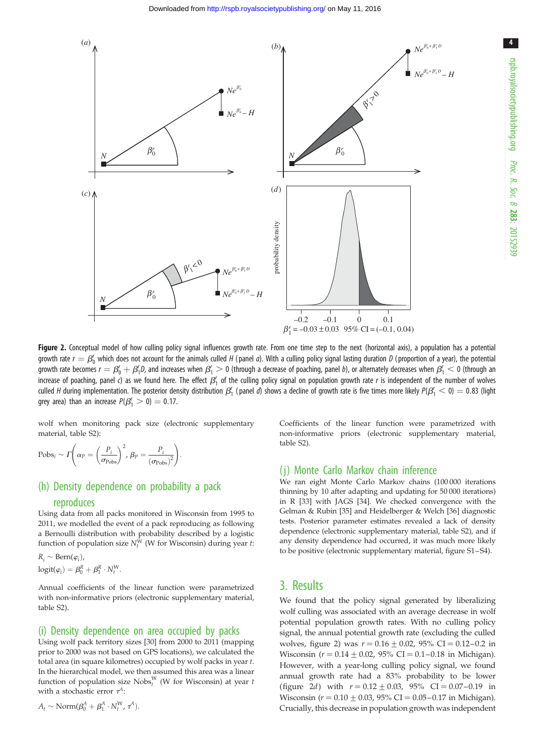**Figure 2.** Conceptual model of how culling policy signal influences growth rate. From one time step to the next (horizontal axis), a population has a potential growth rate $r = \beta_0^r$ which does not account for the animals culled $H$ (panel *a*). With a culling policy signal lasting duration $D$ (proportion of a year), the potential growth rate becomes $r = \beta_0^r + \beta_1^r D$, and increases when $\beta_1^r > 0$ (through a decrease of poaching, panel *b*), or alternately decreases when $\beta_1^r < 0$ (through an increase of poaching, panel *c*) as we found here. The effect $\beta_1^r$ of the culling policy signal on population growth rate $r$ is independent of the number of wolves culled $H$ during implementation. The posterior density distribution $\beta_1^r$ (panel *d*) shows a decline of growth rate is five times more likely $P(\beta_1^r < 0) = 0.83$ (light grey area) than an increase $P(\beta_1^r > 0) = 0.17$.

wolf when monitoring pack size (electronic supplementary material, table S2):

$$\text{Pobs}_i \sim \Gamma\left(\alpha_P = \left(\frac{P_i}{\sigma_{\text{Pobs}}}\right)^2, \beta_P = \frac{P_i}{(\sigma_{\text{Pobs}})^2}\right).$$

## (h) Density dependence on probability a pack reproduces

Using data from all packs monitored in Wisconsin from 1995 to 2011, we modelled the event of a pack reproducing as following a Bernoulli distribution with probability described by a logistic function of population size $N_t^{\text{W}}$ (W for Wisconsin) during year $t$:

$$R_i \sim \text{Bern}(\varphi_i),$$
$$\text{logit}(\varphi_i) = \beta_0^R + \beta_1^R \cdot N_t^{\text{W}}.$$

Annual coefficients of the linear function were parametrized with non-informative priors (electronic supplementary material, table S2).

## (i) Density dependence on area occupied by packs

Using wolf pack territory sizes [30] from 2000 to 2011 (mapping prior to 2000 was not based on GPS locations), we calculated the total area (in square kilometres) occupied by wolf packs in year $t$. In the hierarchical model, we then assumed this area was a linear function of population size $\text{Nobs}_t^{\text{W}}$ (W for Wisconsin) at year $t$ with a stochastic error $\tau^A$:

$$A_t \sim \text{Norm}(\beta_0^A + \beta_1^A \cdot N_t^{\text{W}}, \tau^A).$$

Coefficients of the linear function were parametrized with non-informative priors (electronic supplementary material, table S2).

## (j) Monte Carlo Markov chain inference

We ran eight Monte Carlo Markov chains (100 000 iterations thinning by 10 after adapting and updating for 50 000 iterations) in R [33] with JAGS [34]. We checked convergence with the Gelman & Rubin [35] and Heidelberger & Welch [36] diagnostic tests. Posterior parameter estimates revealed a lack of density dependence (electronic supplementary material, table S2), and if any density dependence had occurred, it was much more likely to be positive (electronic supplementary material, figure S1–S4).

# 3. Results

We found that the policy signal generated by liberalizing wolf culling was associated with an average decrease in wolf potential population growth rates. With no culling policy signal, the annual potential growth rate (excluding the culled wolves, figure 2) was $r = 0.16 \pm 0.02$, 95% CI = 0.12–0.2 in Wisconsin ($r = 0.14 \pm 0.02$, 95% CI = 0.1–0.18 in Michigan). However, with a year-long culling policy signal, we found annual growth rate had a 83% probability to be lower (figure 2*d*) with $r = 0.12 \pm 0.03$, 95% CI = 0.07–0.19 in Wisconsin ($r = 0.10 \pm 0.03$, 95% CI = 0.05–0.17 in Michigan). Crucially, this decrease in population growth was independent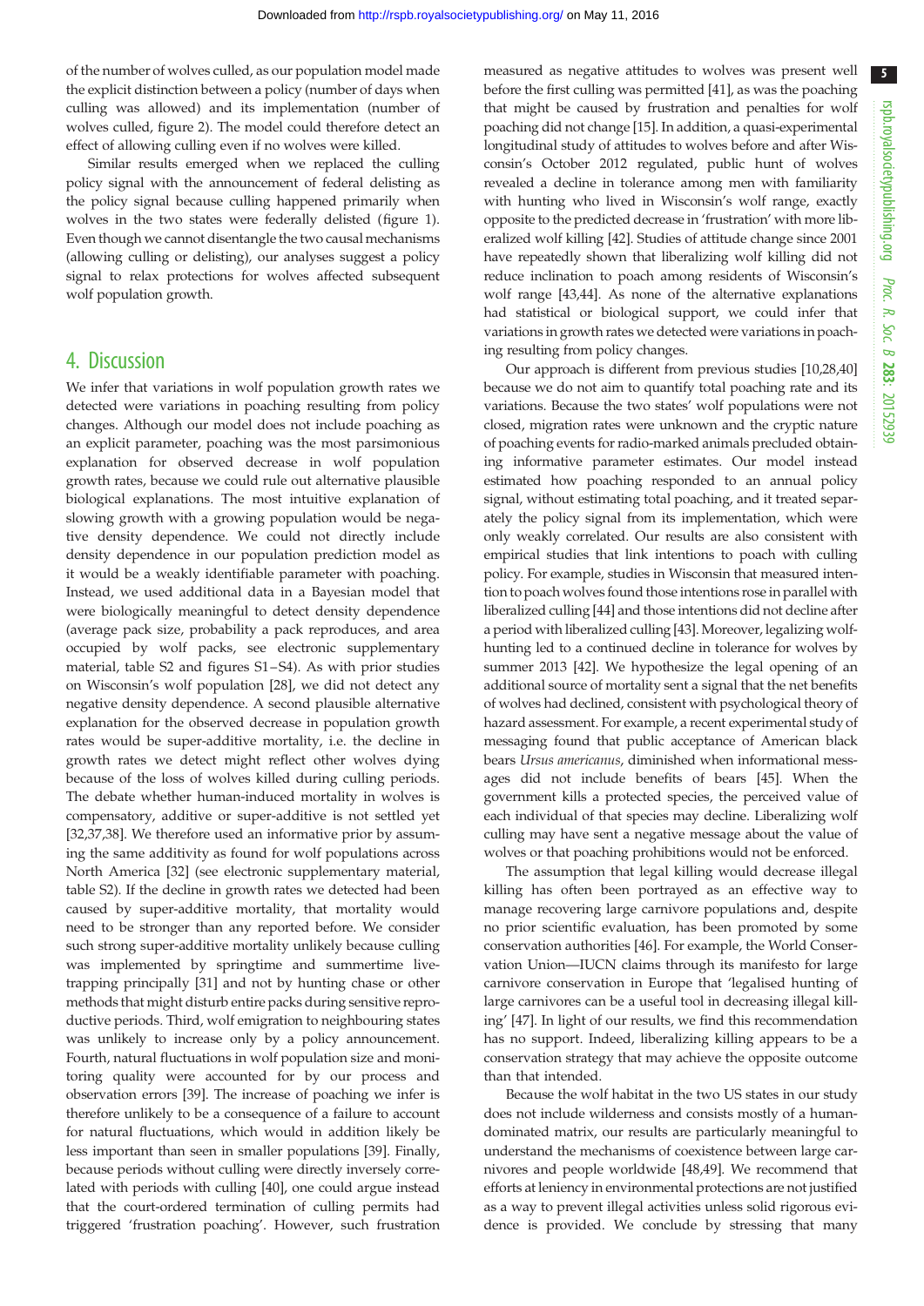of the number of wolves culled, as our population model made the explicit distinction between a policy (number of days when culling was allowed) and its implementation (number of wolves culled, figure 2). The model could therefore detect an effect of allowing culling even if no wolves were killed.

Similar results emerged when we replaced the culling policy signal with the announcement of federal delisting as the policy signal because culling happened primarily when wolves in the two states were federally delisted (figure 1). Even though we cannot disentangle the two causal mechanisms (allowing culling or delisting), our analyses suggest a policy signal to relax protections for wolves affected subsequent wolf population growth.

## 4. Discussion

We infer that variations in wolf population growth rates we detected were variations in poaching resulting from policy changes. Although our model does not include poaching as an explicit parameter, poaching was the most parsimonious explanation for observed decrease in wolf population growth rates, because we could rule out alternative plausible biological explanations. The most intuitive explanation of slowing growth with a growing population would be negative density dependence. We could not directly include density dependence in our population prediction model as it would be a weakly identifiable parameter with poaching. Instead, we used additional data in a Bayesian model that were biologically meaningful to detect density dependence (average pack size, probability a pack reproduces, and area occupied by wolf packs, see electronic supplementary material, table S2 and figures S1–S4). As with prior studies on Wisconsin's wolf population [28], we did not detect any negative density dependence. A second plausible alternative explanation for the observed decrease in population growth rates would be super-additive mortality, i.e. the decline in growth rates we detect might reflect other wolves dying because of the loss of wolves killed during culling periods. The debate whether human-induced mortality in wolves is compensatory, additive or super-additive is not settled yet [32,37,38]. We therefore used an informative prior by assuming the same additivity as found for wolf populations across North America [32] (see electronic supplementary material, table S2). If the decline in growth rates we detected had been caused by super-additive mortality, that mortality would need to be stronger than any reported before. We consider such strong super-additive mortality unlikely because culling was implemented by springtime and summertime live-trapping principally [31] and not by hunting chase or other methods that might disturb entire packs during sensitive reproductive periods. Third, wolf emigration to neighbouring states was unlikely to increase only by a policy announcement. Fourth, natural fluctuations in wolf population size and monitoring quality were accounted for by our process and observation errors [39]. The increase of poaching we infer is therefore unlikely to be a consequence of a failure to account for natural fluctuations, which would in addition likely be less important than seen in smaller populations [39]. Finally, because periods without culling were directly inversely correlated with periods with culling [40], one could argue instead that the court-ordered termination of culling permits had triggered 'frustration poaching'. However, such frustration measured as negative attitudes to wolves was present well before the first culling was permitted [41], as was the poaching that might be caused by frustration and penalties for wolf poaching did not change [15]. In addition, a quasi-experimental longitudinal study of attitudes to wolves before and after Wisconsin's October 2012 regulated, public hunt of wolves revealed a decline in tolerance among men with familiarity with hunting who lived in Wisconsin's wolf range, exactly opposite to the predicted decrease in 'frustration' with more liberalized wolf killing [42]. Studies of attitude change since 2001 have repeatedly shown that liberalizing wolf killing did not reduce inclination to poach among residents of Wisconsin's wolf range [43,44]. As none of the alternative explanations had statistical or biological support, we could infer that variations in growth rates we detected were variations in poaching resulting from policy changes.

Our approach is different from previous studies [10,28,40] because we do not aim to quantify total poaching rate and its variations. Because the two states' wolf populations were not closed, migration rates were unknown and the cryptic nature of poaching events for radio-marked animals precluded obtaining informative parameter estimates. Our model instead estimated how poaching responded to an annual policy signal, without estimating total poaching, and it treated separately the policy signal from its implementation, which were only weakly correlated. Our results are also consistent with empirical studies that link intentions to poach with culling policy. For example, studies in Wisconsin that measured intention to poach wolves found those intentions rose in parallel with liberalized culling [44] and those intentions did not decline after a period with liberalized culling [43]. Moreover, legalizing wolf-hunting led to a continued decline in tolerance for wolves by summer 2013 [42]. We hypothesize the legal opening of an additional source of mortality sent a signal that the net benefits of wolves had declined, consistent with psychological theory of hazard assessment. For example, a recent experimental study of messaging found that public acceptance of American black bears *Ursus americanus*, diminished when informational messages did not include benefits of bears [45]. When the government kills a protected species, the perceived value of each individual of that species may decline. Liberalizing wolf culling may have sent a negative message about the value of wolves or that poaching prohibitions would not be enforced.

The assumption that legal killing would decrease illegal killing has often been portrayed as an effective way to manage recovering large carnivore populations and, despite no prior scientific evaluation, has been promoted by some conservation authorities [46]. For example, the World Conservation Union—IUCN claims through its manifesto for large carnivore conservation in Europe that 'legalised hunting of large carnivores can be a useful tool in decreasing illegal killing' [47]. In light of our results, we find this recommendation has no support. Indeed, liberalizing killing appears to be a conservation strategy that may achieve the opposite outcome than that intended.

Because the wolf habitat in the two US states in our study does not include wilderness and consists mostly of a human-dominated matrix, our results are particularly meaningful to understand the mechanisms of coexistence between large carnivores and people worldwide [48,49]. We recommend that efforts at leniency in environmental protections are not justified as a way to prevent illegal activities unless solid rigorous evidence is provided. We conclude by stressing that many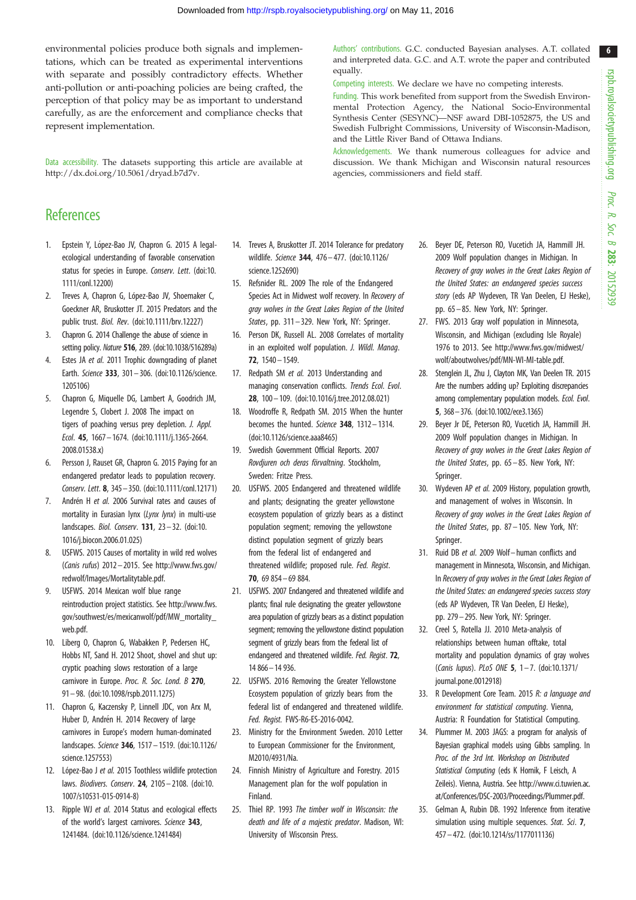environmental policies produce both signals and implementations, which can be treated as experimental interventions with separate and possibly contradictory effects. Whether anti-pollution or anti-poaching policies are being crafted, the perception of that policy may be as important to understand carefully, as are the enforcement and compliance checks that represent implementation.

Data accessibility. The datasets supporting this article are available at http://dx.doi.org/10.5061/dryad.b7d7v.

Authors' contributions. G.C. conducted Bayesian analyses. A.T. collated and interpreted data. G.C. and A.T. wrote the paper and contributed equally.

Competing interests. We declare we have no competing interests.

Funding. This work benefited from support from the Swedish Environmental Protection Agency, the National Socio-Environmental Synthesis Center (SESYNC)—NSF award DBI-1052875, the US and Swedish Fulbright Commissions, University of Wisconsin-Madison, and the Little River Band of Ottawa Indians.

Acknowledgements. We thank numerous colleagues for advice and discussion. We thank Michigan and Wisconsin natural resources agencies, commissioners and field staff.

# References

1. Epstein Y, López-Bao JV, Chapron G. 2015 A legal-ecological understanding of favorable conservation status for species in Europe. *Conserv. Lett.* (doi:10.1111/conl.12200)
2. Treves A, Chapron G, López-Bao JV, Shoemaker C, Goeckner AR, Bruskotter JT. 2015 Predators and the public trust. *Biol. Rev.* (doi:10.1111/brv.12227)
3. Chapron G. 2014 Challenge the abuse of science in setting policy. *Nature* **516**, 289. (doi:10.1038/516289a)
4. Estes JA *et al.* 2011 Trophic downgrading of planet Earth. *Science* **333**, 301–306. (doi:10.1126/science.1205106)
5. Chapron G, Miquelle DG, Lambert A, Goodrich JM, Legendre S, Clobert J. 2008 The impact on tigers of poaching versus prey depletion. *J. Appl. Ecol.* **45**, 1667–1674. (doi:10.1111/j.1365-2664.2008.01538.x)
6. Persson J, Rauset GR, Chapron G. 2015 Paying for an endangered predator leads to population recovery. *Conserv. Lett.* **8**, 345–350. (doi:10.1111/conl.12171)
7. Andrén H *et al.* 2006 Survival rates and causes of mortality in Eurasian lynx (*Lynx lynx*) in multi-use landscapes. *Biol. Conserv.* **131**, 23–32. (doi:10.1016/j.biocon.2006.01.025)
8. USFWS. 2015 Causes of mortality in wild red wolves (*Canis rufus*) 2012–2015. See http://www.fws.gov/redwolf/Images/Mortalitytable.pdf.
9. USFWS. 2014 Mexican wolf blue range reintroduction project statistics. See http://www.fws.gov/southwest/es/mexicanwolf/pdf/MW_mortality_web.pdf.
10. Liberg O, Chapron G, Wabakken P, Pedersen HC, Hobbs NT, Sand H. 2012 Shoot, shovel and shut up: cryptic poaching slows restoration of a large carnivore in Europe. *Proc. R. Soc. Lond. B* **270**, 91–98. (doi:10.1098/rspb.2011.1275)
11. Chapron G, Kaczensky P, Linnell JDC, von Arx M, Huber D, Andrén H. 2014 Recovery of large carnivores in Europe's modern human-dominated landscapes. *Science* **346**, 1517–1519. (doi:10.1126/science.1257553)
12. López-Bao J *et al.* 2015 Toothless wildlife protection laws. *Biodivers. Conserv.* **24**, 2105–2108. (doi:10.1007/s10531-015-0914-8)
13. Ripple WJ *et al.* 2014 Status and ecological effects of the world's largest carnivores. *Science* **343**, 1241484. (doi:10.1126/science.1241484)
14. Treves A, Bruskotter JT. 2014 Tolerance for predatory wildlife. *Science* **344**, 476–477. (doi:10.1126/science.1252690)
15. Refsnider RL. 2009 The role of the Endangered Species Act in Midwest wolf recovery. In *Recovery of gray wolves in the Great Lakes Region of the United States*, pp. 311–329. New York, NY: Springer.
16. Person DK, Russell AL. 2008 Correlates of mortality in an exploited wolf population. *J. Wildl. Manag.* **72**, 1540–1549.
17. Redpath SM *et al.* 2013 Understanding and managing conservation conflicts. *Trends Ecol. Evol.* **28**, 100–109. (doi:10.1016/j.tree.2012.08.021)
18. Woodroffe R, Redpath SM. 2015 When the hunter becomes the hunted. *Science* **348**, 1312–1314. (doi:10.1126/science.aaa8465)
19. Swedish Government Official Reports. 2007 *Rovdjuren och deras förvaltning*. Stockholm, Sweden: Fritze Press.
20. USFWS. 2005 Endangered and threatened wildlife and plants; designating the greater yellowstone ecosystem population of grizzly bears as a distinct population segment; removing the yellowstone distinct population segment of grizzly bears from the federal list of endangered and threatened wildlife; proposed rule. *Fed. Regist.* **70**, 69 854–69 884.
21. USFWS. 2007 Endangered and threatened wildlife and plants; final rule designating the greater yellowstone area population of grizzly bears as a distinct population segment; removing the yellowstone distinct population segment of grizzly bears from the federal list of endangered and threatened wildlife. *Fed. Regist.* **72**, 14 866–14 936.
22. USFWS. 2016 Removing the Greater Yellowstone Ecosystem population of grizzly bears from the federal list of endangered and threatened wildlife. *Fed. Regist.* FWS-R6-ES-2016-0042.
23. Ministry for the Environment Sweden. 2010 Letter to European Commissioner for the Environment, M2010/4931/Na.
24. Finnish Ministry of Agriculture and Forestry. 2015 Management plan for the wolf population in Finland.
25. Thiel RP. 1993 *The timber wolf in Wisconsin: the death and life of a majestic predator*. Madison, WI: University of Wisconsin Press.
26. Beyer DE, Peterson RO, Vucetich JA, Hammill JH. 2009 Wolf population changes in Michigan. In *Recovery of gray wolves in the Great Lakes Region of the United States: an endangered species success story* (eds AP Wydeven, TR Van Deelen, EJ Heske), pp. 65–85. New York, NY: Springer.
27. FWS. 2013 Gray wolf population in Minnesota, Wisconsin, and Michigan (excluding Isle Royale) 1976 to 2013. See http://www.fws.gov/midwest/wolf/aboutwolves/pdf/MN-WI-MI-table.pdf.
28. Stenglein JL, Zhu J, Clayton MK, Van Deelen TR. 2015 Are the numbers adding up? Exploiting discrepancies among complementary population models. *Ecol. Evol.* **5**, 368–376. (doi:10.1002/ece3.1365)
29. Beyer Jr DE, Peterson RO, Vucetich JA, Hammill JH. 2009 Wolf population changes in Michigan. In *Recovery of gray wolves in the Great Lakes Region of the United States*, pp. 65–85. New York, NY: Springer.
30. Wydeven AP *et al.* 2009 History, population growth, and management of wolves in Wisconsin. In *Recovery of gray wolves in the Great Lakes Region of the United States*, pp. 87–105. New York, NY: Springer.
31. Ruid DB *et al.* 2009 Wolf–human conflicts and management in Minnesota, Wisconsin, and Michigan. In *Recovery of gray wolves in the Great Lakes Region of the United States: an endangered species success story* (eds AP Wydeven, TR Van Deelen, EJ Heske), pp. 279–295. New York, NY: Springer.
32. Creel S, Rotella JJ. 2010 Meta-analysis of relationships between human offtake, total mortality and population dynamics of gray wolves (*Canis lupus*). *PLoS ONE* **5**, 1–7. (doi:10.1371/journal.pone.0012918)
33. R Development Core Team. 2015 *R: a language and environment for statistical computing*. Vienna, Austria: R Foundation for Statistical Computing.
34. Plummer M. 2003 JAGS: a program for analysis of Bayesian graphical models using Gibbs sampling. In *Proc. of the 3rd Int. Workshop on Distributed Statistical Computing* (eds K Hornik, F Leisch, A Zeileis). Vienna, Austria. See http://www.ci.tuwien.ac.at/Conferences/DSC-2003/Proceedings/Plummer.pdf.
35. Gelman A, Rubin DB. 1992 Inference from iterative simulation using multiple sequences. *Stat. Sci.* **7**, 457–472. (doi:10.1214/ss/1177011136)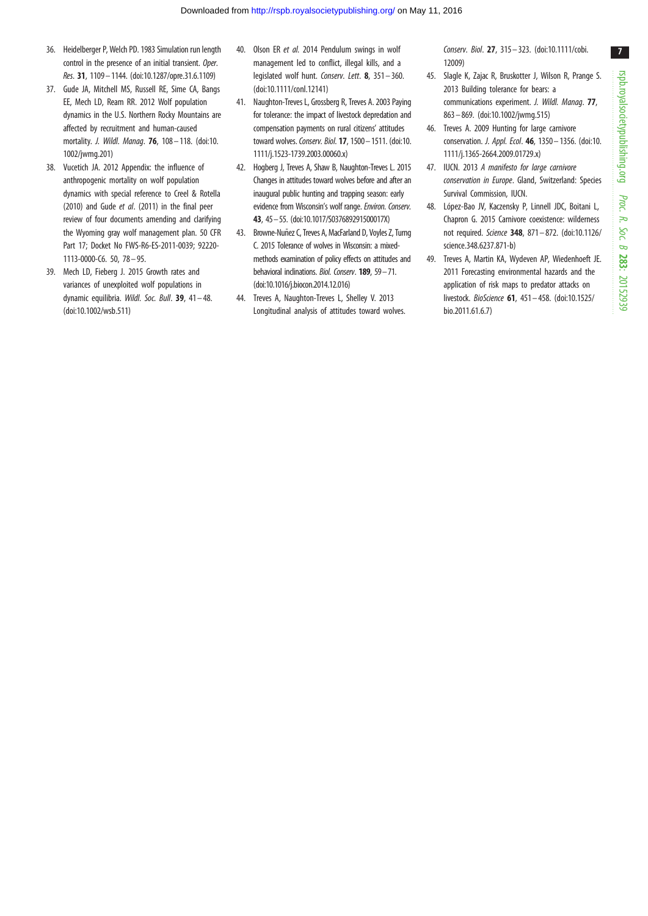36. Heidelberger P, Welch PD. 1983 Simulation run length control in the presence of an initial transient. *Oper. Res.* **31**, 1109–1144. (doi:10.1287/opre.31.6.1109)
37. Gude JA, Mitchell MS, Russell RE, Sime CA, Bangs EE, Mech LD, Ream RR. 2012 Wolf population dynamics in the U.S. Northern Rocky Mountains are affected by recruitment and human-caused mortality. *J. Wildl. Manag.* **76**, 108–118. (doi:10.1002/jwmg.201)
38. Vucetich JA. 2012 Appendix: the influence of anthropogenic mortality on wolf population dynamics with special reference to Creel & Rotella (2010) and Gude *et al*. (2011) in the final peer review of four documents amending and clarifying the Wyoming gray wolf management plan. 50 CFR Part 17; Docket No FWS-R6-ES-2011-0039; 92220-1113-0000-C6. 50, 78–95.
39. Mech LD, Fieberg J. 2015 Growth rates and variances of unexploited wolf populations in dynamic equilibria. *Wildl. Soc. Bull*. **39**, 41–48. (doi:10.1002/wsb.511)
40. Olson ER *et al.* 2014 Pendulum swings in wolf management led to conflict, illegal kills, and a legislated wolf hunt. *Conserv. Lett*. **8**, 351–360. (doi:10.1111/conl.12141)
41. Naughton-Treves L, Grossberg R, Treves A. 2003 Paying for tolerance: the impact of livestock depredation and compensation payments on rural citizens' attitudes toward wolves. *Conserv. Biol.* **17**, 1500–1511. (doi:10.1111/j.1523-1739.2003.00060.x)
42. Hogberg J, Treves A, Shaw B, Naughton-Treves L. 2015 Changes in attitudes toward wolves before and after an inaugural public hunting and trapping season: early evidence from Wisconsin's wolf range. *Environ. Conserv.* **43**, 45–55. (doi:10.1017/S037689291500017X)
43. Browne-Nuñez C, Treves A, MacFarland D, Voyles Z, Turng C. 2015 Tolerance of wolves in Wisconsin: a mixed-methods examination of policy effects on attitudes and behavioral inclinations. *Biol. Conserv*. **189**, 59–71. (doi:10.1016/j.biocon.2014.12.016)
44. Treves A, Naughton-Treves L, Shelley V. 2013 Longitudinal analysis of attitudes toward wolves. *Conserv. Biol*. **27**, 315–323. (doi:10.1111/cobi.12009)
45. Slagle K, Zajac R, Bruskotter J, Wilson R, Prange S. 2013 Building tolerance for bears: a communications experiment. *J. Wildl. Manag*. **77**, 863–869. (doi:10.1002/jwmg.515)
46. Treves A. 2009 Hunting for large carnivore conservation. *J. Appl. Ecol*. **46**, 1350–1356. (doi:10.1111/j.1365-2664.2009.01729.x)
47. IUCN. 2013 *A manifesto for large carnivore conservation in Europe*. Gland, Switzerland: Species Survival Commission, IUCN.
48. López-Bao JV, Kaczensky P, Linnell JDC, Boitani L, Chapron G. 2015 Carnivore coexistence: wilderness not required. *Science* **348**, 871–872. (doi:10.1126/science.348.6237.871-b)
49. Treves A, Martin KA, Wydeven AP, Wiedenhoeft JE. 2011 Forecasting environmental hazards and the application of risk maps to predator attacks on livestock. *BioScience* **61**, 451–458. (doi:10.1525/bio.2011.61.6.7)